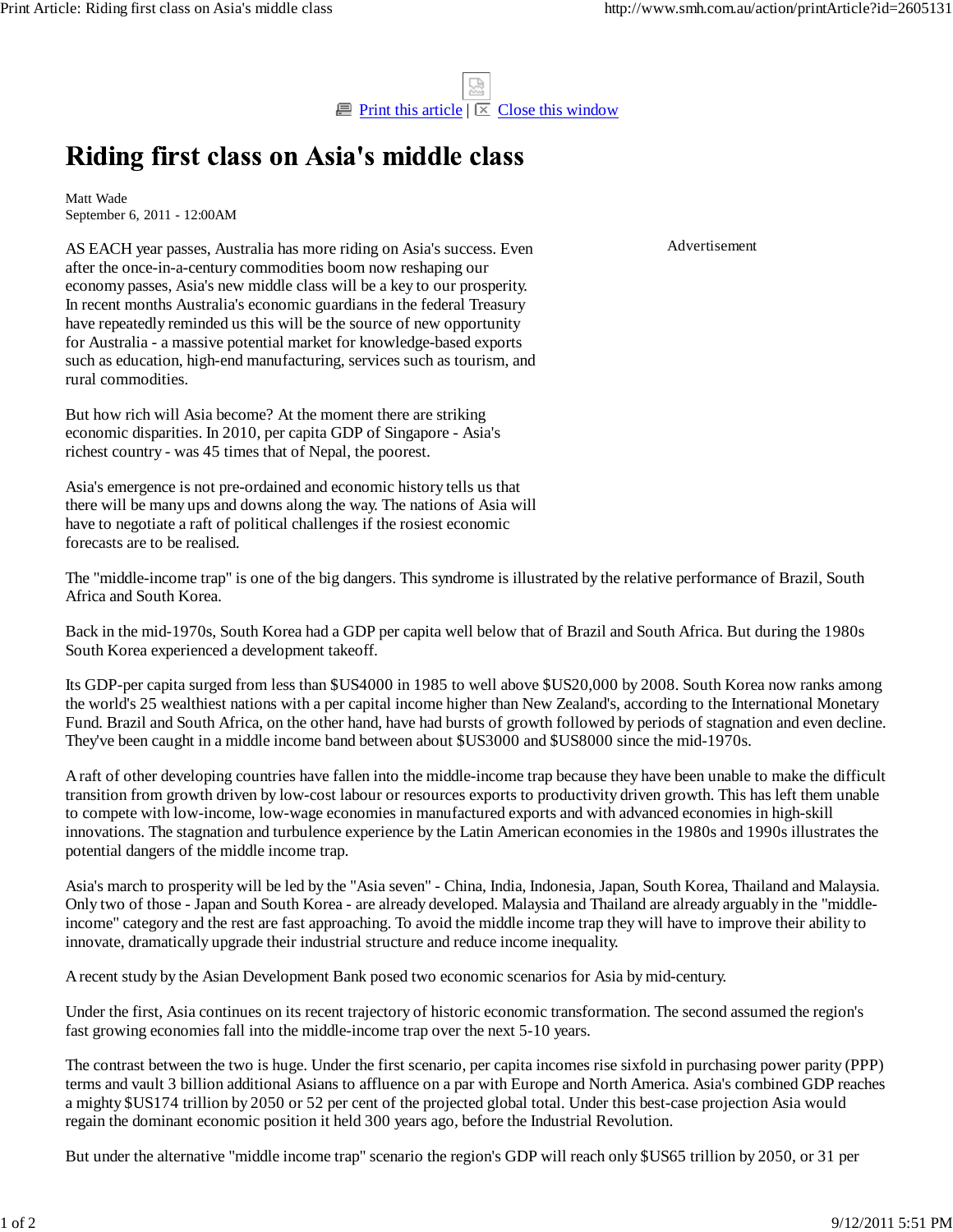# Riding first class on Asia's middle class

Matt Wade
September 6, 2011 - 12:00AM

AS EACH year passes, Australia has more riding on Asia's success. Even after the once-in-a-century commodities boom now reshaping our economy passes, Asia's new middle class will be a key to our prosperity. In recent months Australia's economic guardians in the federal Treasury have repeatedly reminded us this will be the source of new opportunity for Australia - a massive potential market for knowledge-based exports such as education, high-end manufacturing, services such as tourism, and rural commodities.

But how rich will Asia become? At the moment there are striking economic disparities. In 2010, per capita GDP of Singapore - Asia's richest country - was 45 times that of Nepal, the poorest.

Asia's emergence is not pre-ordained and economic history tells us that there will be many ups and downs along the way. The nations of Asia will have to negotiate a raft of political challenges if the rosiest economic forecasts are to be realised.

The "middle-income trap" is one of the big dangers. This syndrome is illustrated by the relative performance of Brazil, South Africa and South Korea.

Back in the mid-1970s, South Korea had a GDP per capita well below that of Brazil and South Africa. But during the 1980s South Korea experienced a development takeoff.

Its GDP-per capita surged from less than $US4000 in 1985 to well above $US20,000 by 2008. South Korea now ranks among the world's 25 wealthiest nations with a per capital income higher than New Zealand's, according to the International Monetary Fund. Brazil and South Africa, on the other hand, have had bursts of growth followed by periods of stagnation and even decline. They've been caught in a middle income band between about $US3000 and $US8000 since the mid-1970s.

A raft of other developing countries have fallen into the middle-income trap because they have been unable to make the difficult transition from growth driven by low-cost labour or resources exports to productivity driven growth. This has left them unable to compete with low-income, low-wage economies in manufactured exports and with advanced economies in high-skill innovations. The stagnation and turbulence experience by the Latin American economies in the 1980s and 1990s illustrates the potential dangers of the middle income trap.

Asia's march to prosperity will be led by the "Asia seven" - China, India, Indonesia, Japan, South Korea, Thailand and Malaysia. Only two of those - Japan and South Korea - are already developed. Malaysia and Thailand are already arguably in the "middle-income" category and the rest are fast approaching. To avoid the middle income trap they will have to improve their ability to innovate, dramatically upgrade their industrial structure and reduce income inequality.

A recent study by the Asian Development Bank posed two economic scenarios for Asia by mid-century.

Under the first, Asia continues on its recent trajectory of historic economic transformation. The second assumed the region's fast growing economies fall into the middle-income trap over the next 5-10 years.

The contrast between the two is huge. Under the first scenario, per capita incomes rise sixfold in purchasing power parity (PPP) terms and vault 3 billion additional Asians to affluence on a par with Europe and North America. Asia's combined GDP reaches a mighty $US174 trillion by 2050 or 52 per cent of the projected global total. Under this best-case projection Asia would regain the dominant economic position it held 300 years ago, before the Industrial Revolution.

But under the alternative "middle income trap" scenario the region's GDP will reach only $US65 trillion by 2050, or 31 per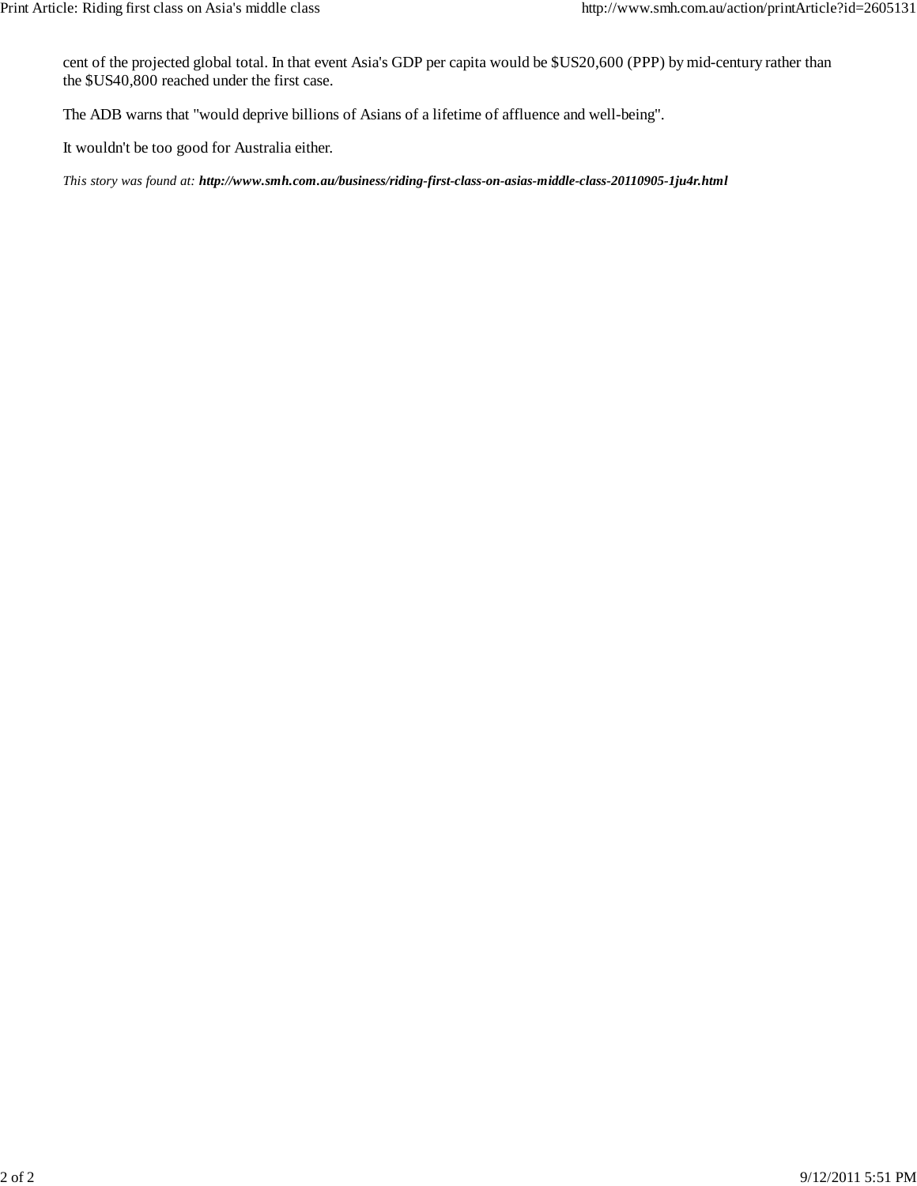cent of the projected global total. In that event Asia's GDP per capita would be $US20,600 (PPP) by mid-century rather than the $US40,800 reached under the first case.

The ADB warns that "would deprive billions of Asians of a lifetime of affluence and well-being".

It wouldn't be too good for Australia either.

*This story was found at:* ***http://www.smh.com.au/business/riding-first-class-on-asias-middle-class-20110905-1ju4r.html***